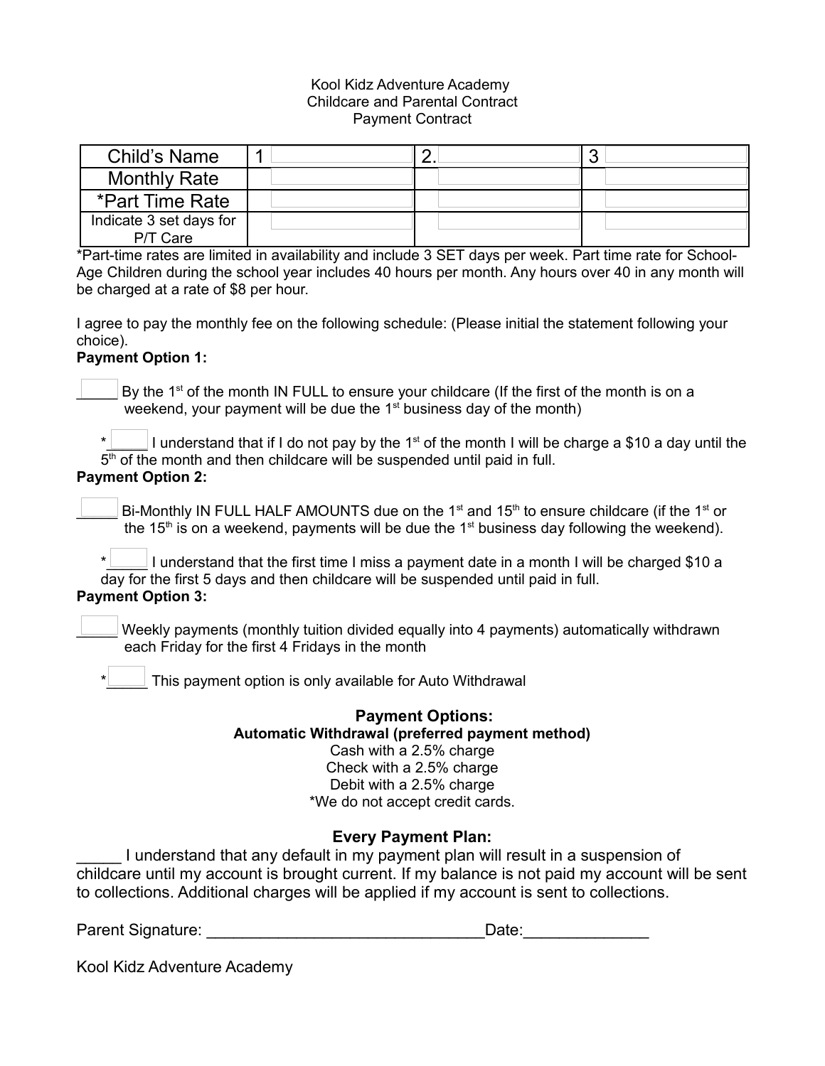Kool Kidz Adventure Academy
Childcare and Parental Contract
Payment Contract

| Child's Name | 1 | 2. | 3 |
|---|---|---|---|
| Monthly Rate | | | |
| *Part Time Rate | | | |
| Indicate 3 set days for P/T Care | | | |

*Part-time rates are limited in availability and include 3 SET days per week. Part time rate for School-Age Children during the school year includes 40 hours per month. Any hours over 40 in any month will be charged at a rate of $8 per hour.

I agree to pay the monthly fee on the following schedule: (Please initial the statement following your choice).

**Payment Option 1:**

_____ By the 1st of the month IN FULL to ensure your childcare (If the first of the month is on a weekend, your payment will be due the 1st business day of the month)

*_____ I understand that if I do not pay by the 1st of the month I will be charge a $10 a day until the 5th of the month and then childcare will be suspended until paid in full.

**Payment Option 2:**

_____ Bi-Monthly IN FULL HALF AMOUNTS due on the 1st and 15th to ensure childcare (if the 1st or the 15th is on a weekend, payments will be due the 1st business day following the weekend).

*_____ I understand that the first time I miss a payment date in a month I will be charged $10 a day for the first 5 days and then childcare will be suspended until paid in full.

**Payment Option 3:**

_____ Weekly payments (monthly tuition divided equally into 4 payments) automatically withdrawn each Friday for the first 4 Fridays in the month

*_____ This payment option is only available for Auto Withdrawal

## Payment Options:

**Automatic Withdrawal (preferred payment method)**

Cash with a 2.5% charge

Check with a 2.5% charge

Debit with a 2.5% charge

*We do not accept credit cards.

## Every Payment Plan:

_____ I understand that any default in my payment plan will result in a suspension of childcare until my account is brought current. If my balance is not paid my account will be sent to collections. Additional charges will be applied if my account is sent to collections.

Parent Signature: _______________________________Date:______________

Kool Kidz Adventure Academy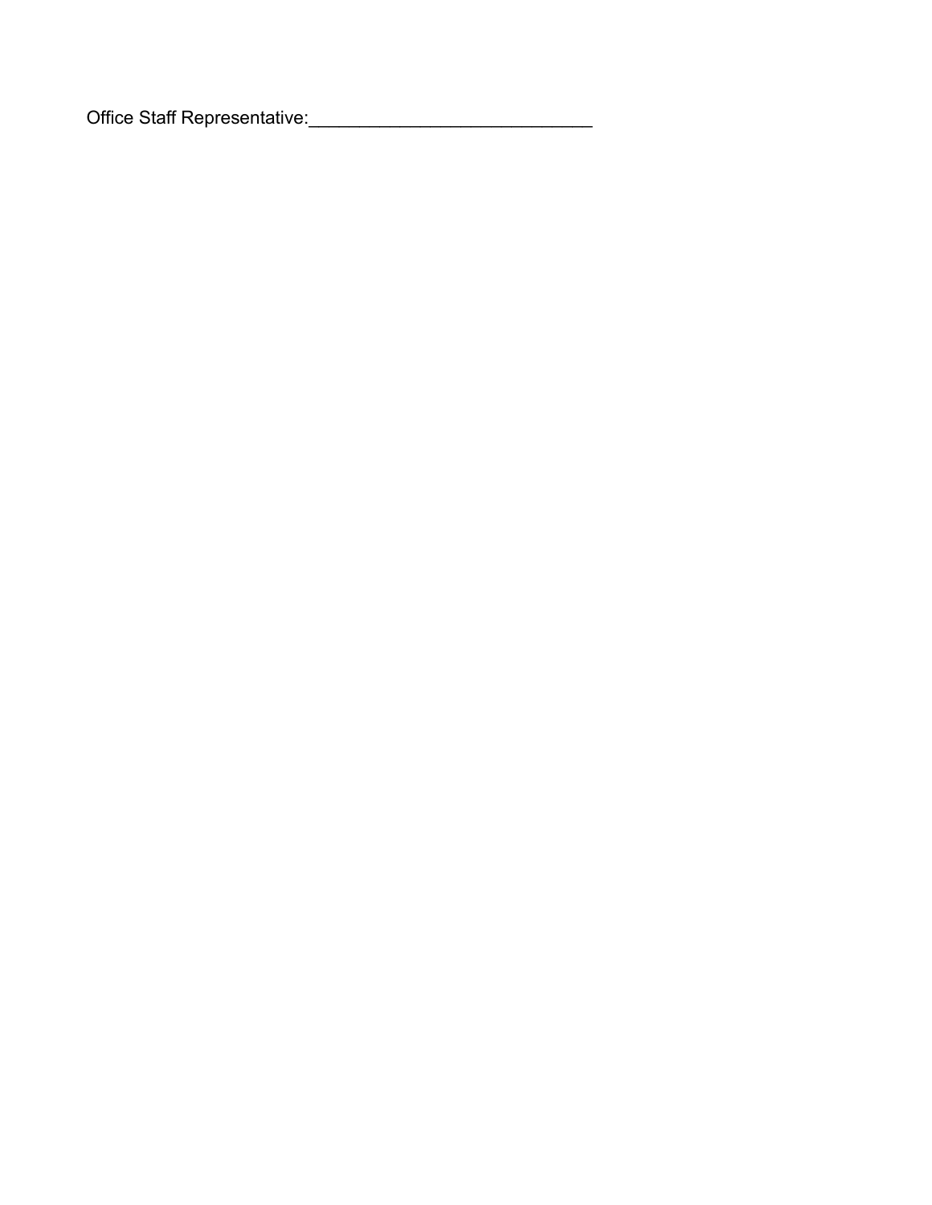Office Staff Representative:___________________________